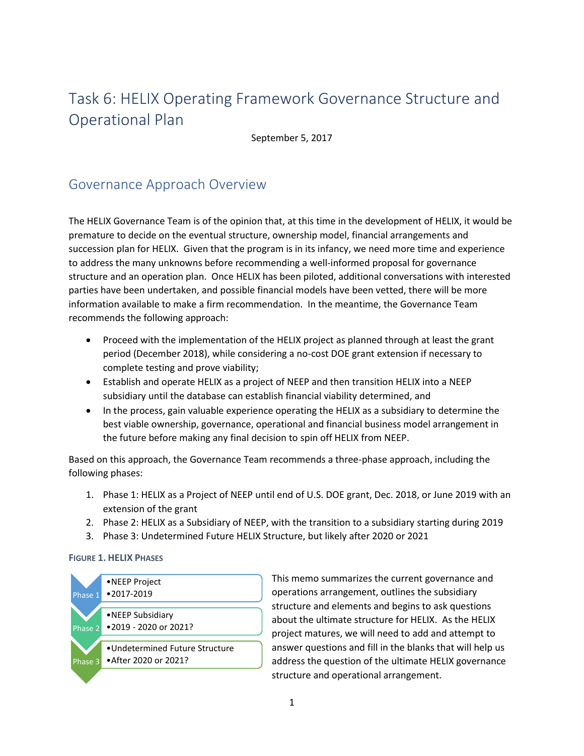# Task 6: HELIX Operating Framework Governance Structure and Operational Plan

September 5, 2017

## Governance Approach Overview

The HELIX Governance Team is of the opinion that, at this time in the development of HELIX, it would be premature to decide on the eventual structure, ownership model, financial arrangements and succession plan for HELIX. Given that the program is in its infancy, we need more time and experience to address the many unknowns before recommending a well-informed proposal for governance structure and an operation plan. Once HELIX has been piloted, additional conversations with interested parties have been undertaken, and possible financial models have been vetted, there will be more information available to make a firm recommendation. In the meantime, the Governance Team recommends the following approach:

- Proceed with the implementation of the HELIX project as planned through at least the grant period (December 2018), while considering a no-cost DOE grant extension if necessary to complete testing and prove viability;
- Establish and operate HELIX as a project of NEEP and then transition HELIX into a NEEP subsidiary until the database can establish financial viability determined, and
- In the process, gain valuable experience operating the HELIX as a subsidiary to determine the best viable ownership, governance, operational and financial business model arrangement in the future before making any final decision to spin off HELIX from NEEP.

Based on this approach, the Governance Team recommends a three-phase approach, including the following phases:

1. Phase 1: HELIX as a Project of NEEP until end of U.S. DOE grant, Dec. 2018, or June 2019 with an extension of the grant
2. Phase 2: HELIX as a Subsidiary of NEEP, with the transition to a subsidiary starting during 2019
3. Phase 3: Undetermined Future HELIX Structure, but likely after 2020 or 2021

**Figure 1. HELIX Phases**

| Phase | Description |
|---|---|
| Phase 1 | • NEEP Project<br>• 2017-2019 |
| Phase 2 | • NEEP Subsidiary<br>• 2019 - 2020 or 2021? |
| Phase 3 | • Undetermined Future Structure<br>• After 2020 or 2021? |

This memo summarizes the current governance and operations arrangement, outlines the subsidiary structure and elements and begins to ask questions about the ultimate structure for HELIX. As the HELIX project matures, we will need to add and attempt to answer questions and fill in the blanks that will help us address the question of the ultimate HELIX governance structure and operational arrangement.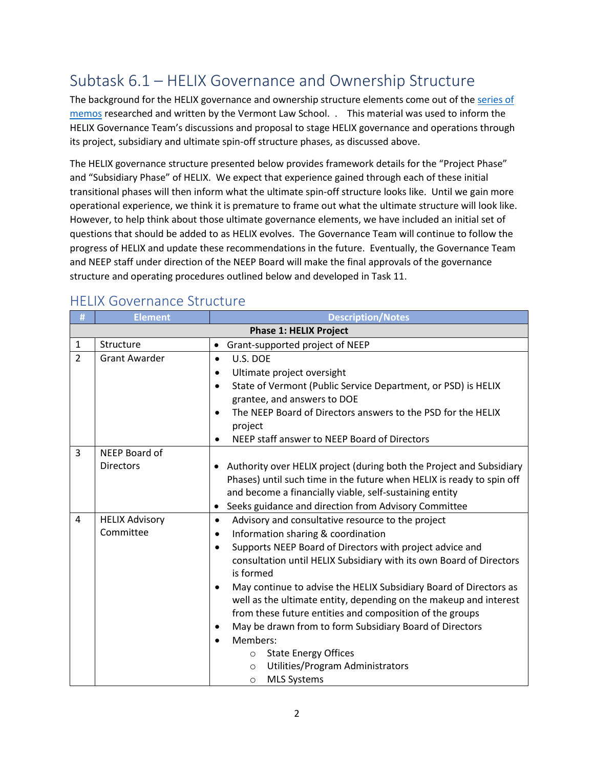# Subtask 6.1 – HELIX Governance and Ownership Structure

The background for the HELIX governance and ownership structure elements come out of the [series of memos](#) researched and written by the Vermont Law School. .  This material was used to inform the HELIX Governance Team's discussions and proposal to stage HELIX governance and operations through its project, subsidiary and ultimate spin-off structure phases, as discussed above.

The HELIX governance structure presented below provides framework details for the "Project Phase" and "Subsidiary Phase" of HELIX. We expect that experience gained through each of these initial transitional phases will then inform what the ultimate spin-off structure looks like. Until we gain more operational experience, we think it is premature to frame out what the ultimate structure will look like. However, to help think about those ultimate governance elements, we have included an initial set of questions that should be added to as HELIX evolves. The Governance Team will continue to follow the progress of HELIX and update these recommendations in the future. Eventually, the Governance Team and NEEP staff under direction of the NEEP Board will make the final approvals of the governance structure and operating procedures outlined below and developed in Task 11.

## HELIX Governance Structure

| # | Element | Description/Notes |
|---|---|---|
| | | **Phase 1: HELIX Project** |
| 1 | Structure | • Grant-supported project of NEEP |
| 2 | Grant Awarder | • U.S. DOE<br>• Ultimate project oversight<br>• State of Vermont (Public Service Department, or PSD) is HELIX grantee, and answers to DOE<br>• The NEEP Board of Directors answers to the PSD for the HELIX project<br>• NEEP staff answer to NEEP Board of Directors |
| 3 | NEEP Board of Directors | • Authority over HELIX project (during both the Project and Subsidiary Phases) until such time in the future when HELIX is ready to spin off and become a financially viable, self-sustaining entity<br>• Seeks guidance and direction from Advisory Committee |
| 4 | HELIX Advisory Committee | • Advisory and consultative resource to the project<br>• Information sharing & coordination<br>• Supports NEEP Board of Directors with project advice and consultation until HELIX Subsidiary with its own Board of Directors is formed<br>• May continue to advise the HELIX Subsidiary Board of Directors as well as the ultimate entity, depending on the makeup and interest from these future entities and composition of the groups<br>• May be drawn from to form Subsidiary Board of Directors<br>• Members:<br>  ○ State Energy Offices<br>  ○ Utilities/Program Administrators<br>  ○ MLS Systems |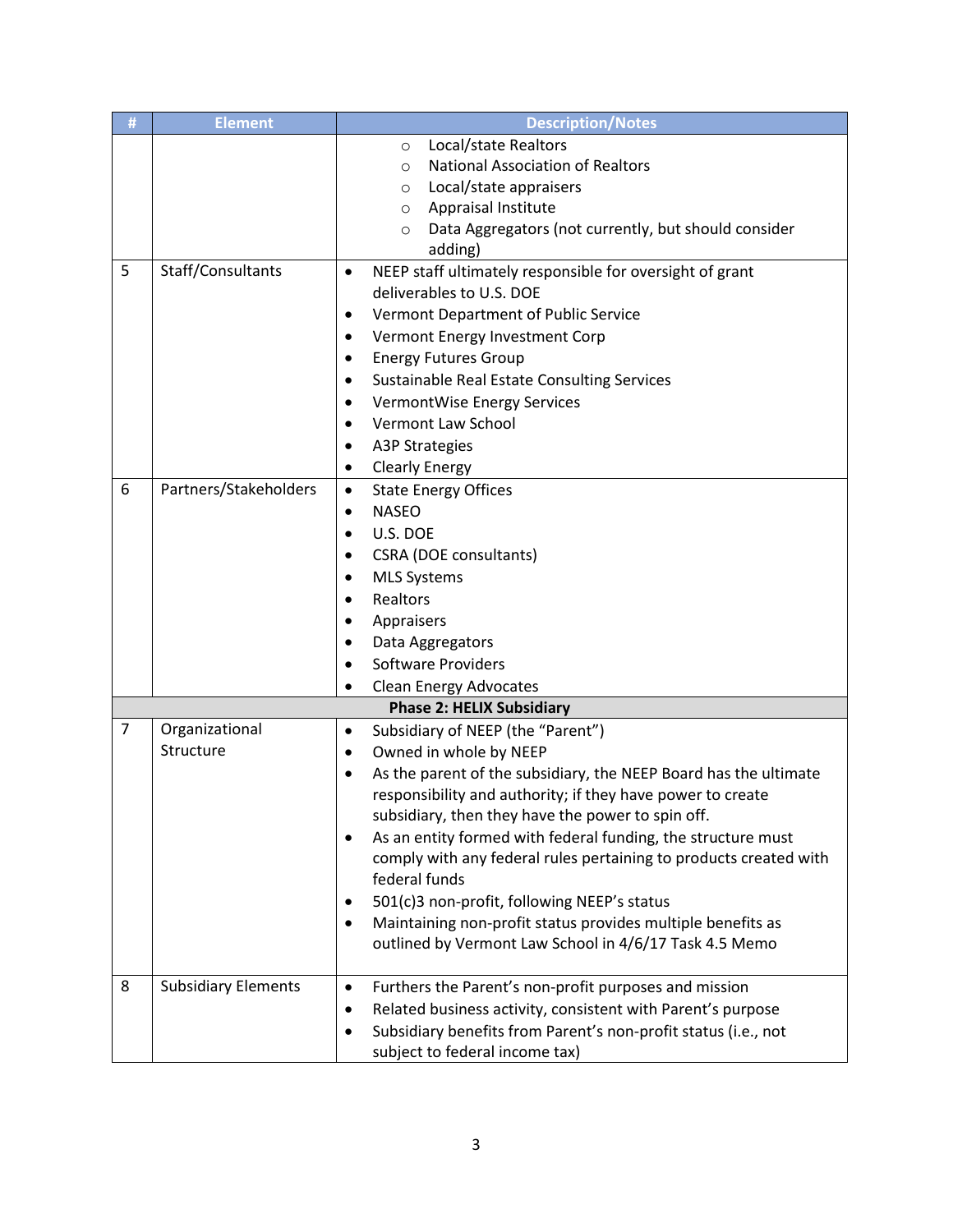| # | Element | Description/Notes |
|---|---|---|
| | | ○ Local/state Realtors<br>○ National Association of Realtors<br>○ Local/state appraisers<br>○ Appraisal Institute<br>○ Data Aggregators (not currently, but should consider adding) |
| 5 | Staff/Consultants | • NEEP staff ultimately responsible for oversight of grant deliverables to U.S. DOE<br>• Vermont Department of Public Service<br>• Vermont Energy Investment Corp<br>• Energy Futures Group<br>• Sustainable Real Estate Consulting Services<br>• VermontWise Energy Services<br>• Vermont Law School<br>• A3P Strategies<br>• Clearly Energy |
| 6 | Partners/Stakeholders | • State Energy Offices<br>• NASEO<br>• U.S. DOE<br>• CSRA (DOE consultants)<br>• MLS Systems<br>• Realtors<br>• Appraisers<br>• Data Aggregators<br>• Software Providers<br>• Clean Energy Advocates |
| | | **Phase 2: HELIX Subsidiary** |
| 7 | Organizational Structure | • Subsidiary of NEEP (the "Parent")<br>• Owned in whole by NEEP<br>• As the parent of the subsidiary, the NEEP Board has the ultimate responsibility and authority; if they have power to create subsidiary, then they have the power to spin off.<br>• As an entity formed with federal funding, the structure must comply with any federal rules pertaining to products created with federal funds<br>• 501(c)3 non-profit, following NEEP's status<br>• Maintaining non-profit status provides multiple benefits as outlined by Vermont Law School in 4/6/17 Task 4.5 Memo |
| 8 | Subsidiary Elements | • Furthers the Parent's non-profit purposes and mission<br>• Related business activity, consistent with Parent's purpose<br>• Subsidiary benefits from Parent's non-profit status (i.e., not subject to federal income tax) |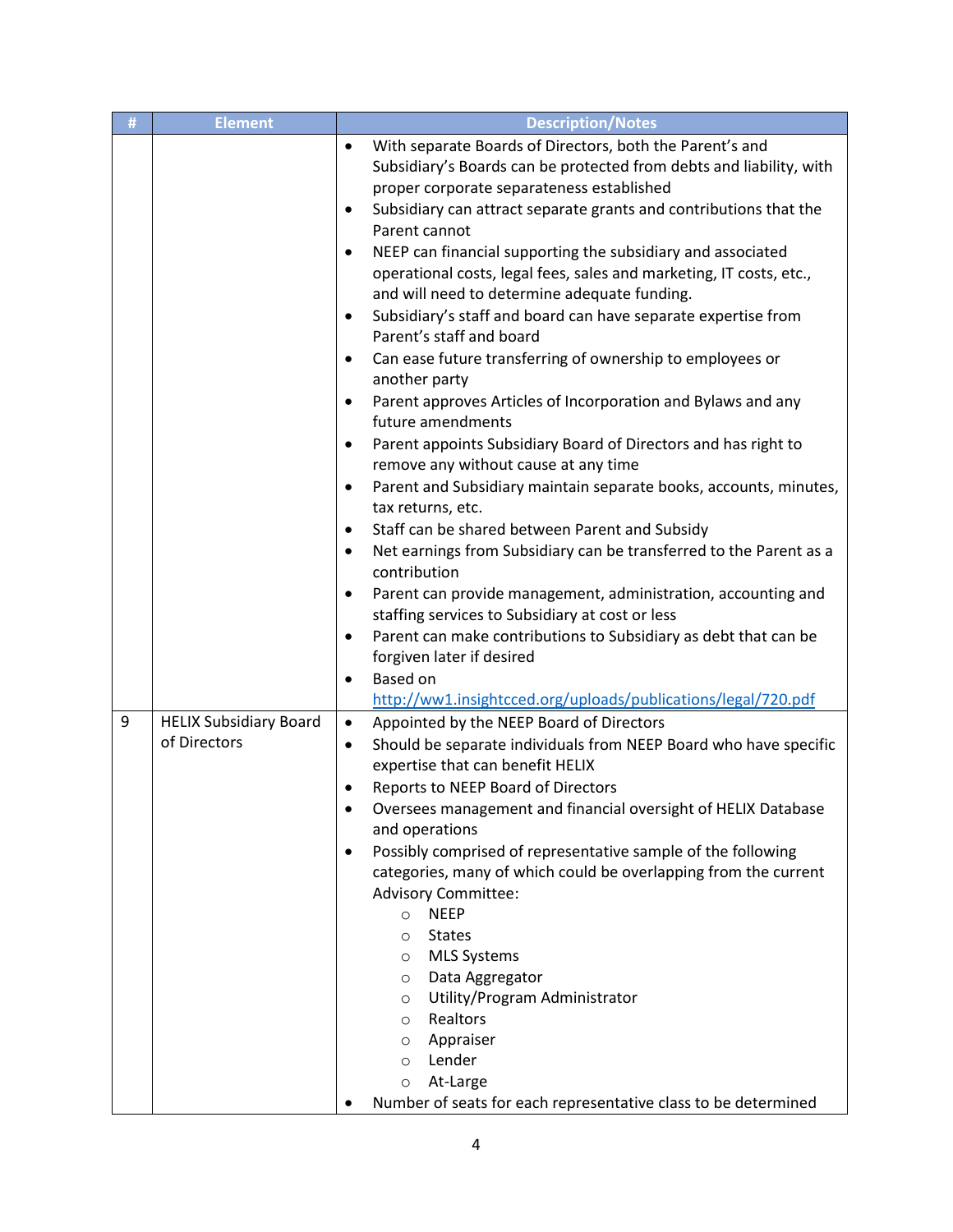| # | Element | Description/Notes |
| --- | --- | --- |
| | | • With separate Boards of Directors, both the Parent's and Subsidiary's Boards can be protected from debts and liability, with proper corporate separateness established<br>• Subsidiary can attract separate grants and contributions that the Parent cannot<br>• NEEP can financial supporting the subsidiary and associated operational costs, legal fees, sales and marketing, IT costs, etc., and will need to determine adequate funding.<br>• Subsidiary's staff and board can have separate expertise from Parent's staff and board<br>• Can ease future transferring of ownership to employees or another party<br>• Parent approves Articles of Incorporation and Bylaws and any future amendments<br>• Parent appoints Subsidiary Board of Directors and has right to remove any without cause at any time<br>• Parent and Subsidiary maintain separate books, accounts, minutes, tax returns, etc.<br>• Staff can be shared between Parent and Subsidy<br>• Net earnings from Subsidiary can be transferred to the Parent as a contribution<br>• Parent can provide management, administration, accounting and staffing services to Subsidiary at cost or less<br>• Parent can make contributions to Subsidiary as debt that can be forgiven later if desired<br>• Based on [http://ww1.insightcced.org/uploads/publications/legal/720.pdf](http://ww1.insightcced.org/uploads/publications/legal/720.pdf) |
| 9 | HELIX Subsidiary Board of Directors | • Appointed by the NEEP Board of Directors<br>• Should be separate individuals from NEEP Board who have specific expertise that can benefit HELIX<br>• Reports to NEEP Board of Directors<br>• Oversees management and financial oversight of HELIX Database and operations<br>• Possibly comprised of representative sample of the following categories, many of which could be overlapping from the current Advisory Committee:<br>&nbsp;&nbsp;&nbsp;&nbsp;○ NEEP<br>&nbsp;&nbsp;&nbsp;&nbsp;○ States<br>&nbsp;&nbsp;&nbsp;&nbsp;○ MLS Systems<br>&nbsp;&nbsp;&nbsp;&nbsp;○ Data Aggregator<br>&nbsp;&nbsp;&nbsp;&nbsp;○ Utility/Program Administrator<br>&nbsp;&nbsp;&nbsp;&nbsp;○ Realtors<br>&nbsp;&nbsp;&nbsp;&nbsp;○ Appraiser<br>&nbsp;&nbsp;&nbsp;&nbsp;○ Lender<br>&nbsp;&nbsp;&nbsp;&nbsp;○ At-Large<br>• Number of seats for each representative class to be determined |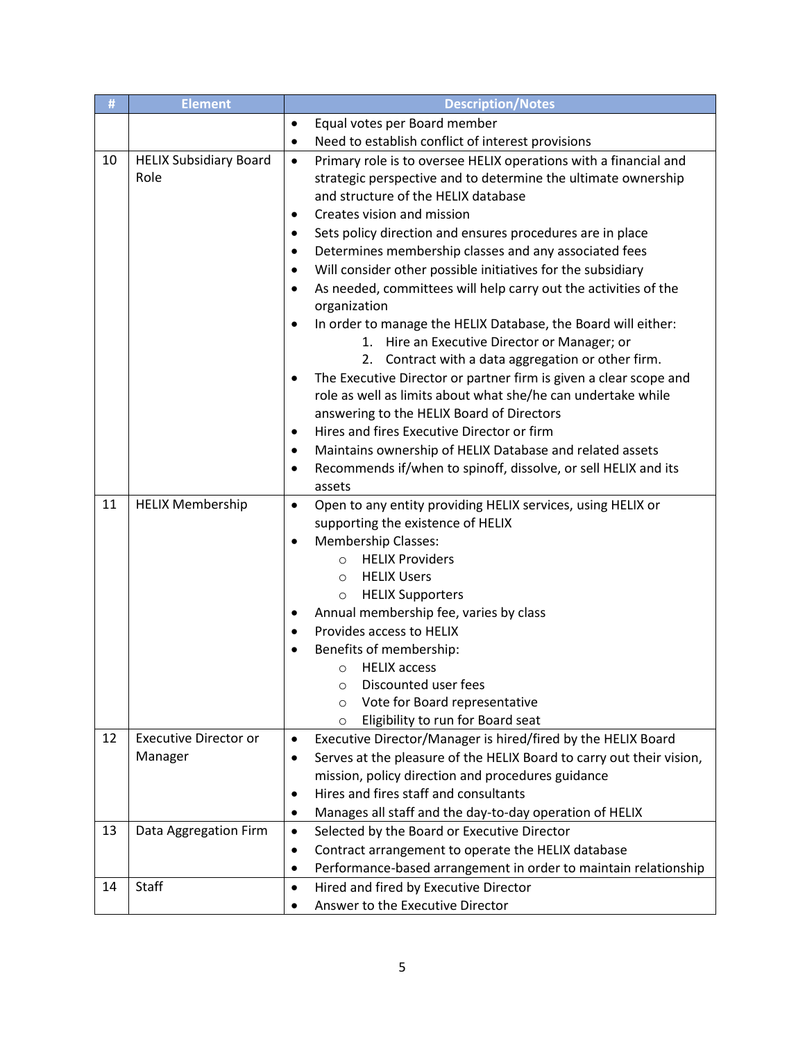| # | Element | Description/Notes |
|---|---|---|
| | | • Equal votes per Board member<br>• Need to establish conflict of interest provisions |
| 10 | HELIX Subsidiary Board Role | • Primary role is to oversee HELIX operations with a financial and strategic perspective and to determine the ultimate ownership and structure of the HELIX database<br>• Creates vision and mission<br>• Sets policy direction and ensures procedures are in place<br>• Determines membership classes and any associated fees<br>• Will consider other possible initiatives for the subsidiary<br>• As needed, committees will help carry out the activities of the organization<br>• In order to manage the HELIX Database, the Board will either:<br>1. Hire an Executive Director or Manager; or<br>2. Contract with a data aggregation or other firm.<br>• The Executive Director or partner firm is given a clear scope and role as well as limits about what she/he can undertake while answering to the HELIX Board of Directors<br>• Hires and fires Executive Director or firm<br>• Maintains ownership of HELIX Database and related assets<br>• Recommends if/when to spinoff, dissolve, or sell HELIX and its assets |
| 11 | HELIX Membership | • Open to any entity providing HELIX services, using HELIX or supporting the existence of HELIX<br>• Membership Classes:<br>○ HELIX Providers<br>○ HELIX Users<br>○ HELIX Supporters<br>• Annual membership fee, varies by class<br>• Provides access to HELIX<br>• Benefits of membership:<br>○ HELIX access<br>○ Discounted user fees<br>○ Vote for Board representative<br>○ Eligibility to run for Board seat |
| 12 | Executive Director or Manager | • Executive Director/Manager is hired/fired by the HELIX Board<br>• Serves at the pleasure of the HELIX Board to carry out their vision, mission, policy direction and procedures guidance<br>• Hires and fires staff and consultants<br>• Manages all staff and the day-to-day operation of HELIX |
| 13 | Data Aggregation Firm | • Selected by the Board or Executive Director<br>• Contract arrangement to operate the HELIX database<br>• Performance-based arrangement in order to maintain relationship |
| 14 | Staff | • Hired and fired by Executive Director<br>• Answer to the Executive Director |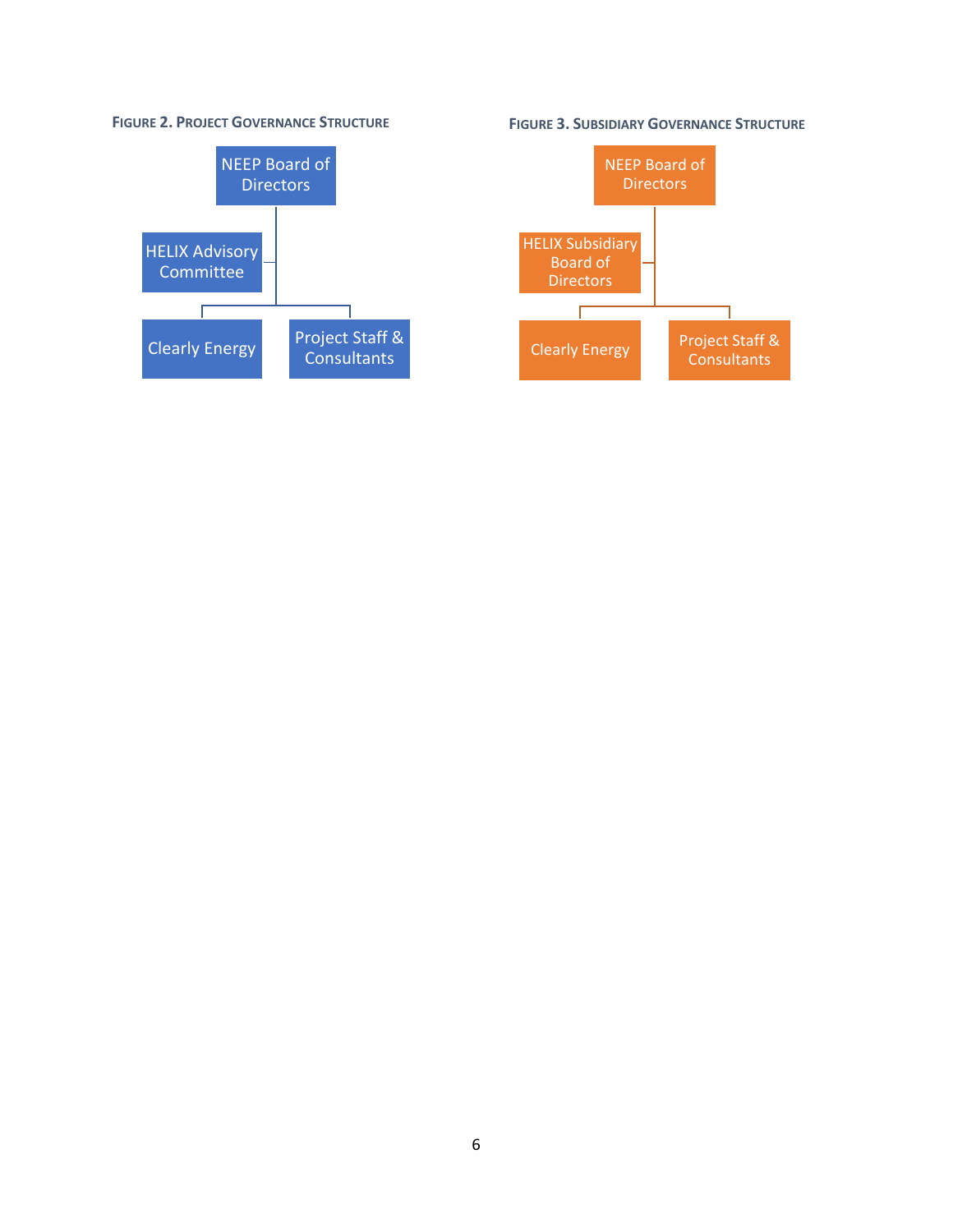**FIGURE 2. PROJECT GOVERNANCE STRUCTURE**

- NEEP Board of Directors
  - HELIX Advisory Committee
  - Clearly Energy
  - Project Staff & Consultants

**FIGURE 3. SUBSIDIARY GOVERNANCE STRUCTURE**

- NEEP Board of Directors
  - HELIX Subsidiary Board of Directors
  - Clearly Energy
  - Project Staff & Consultants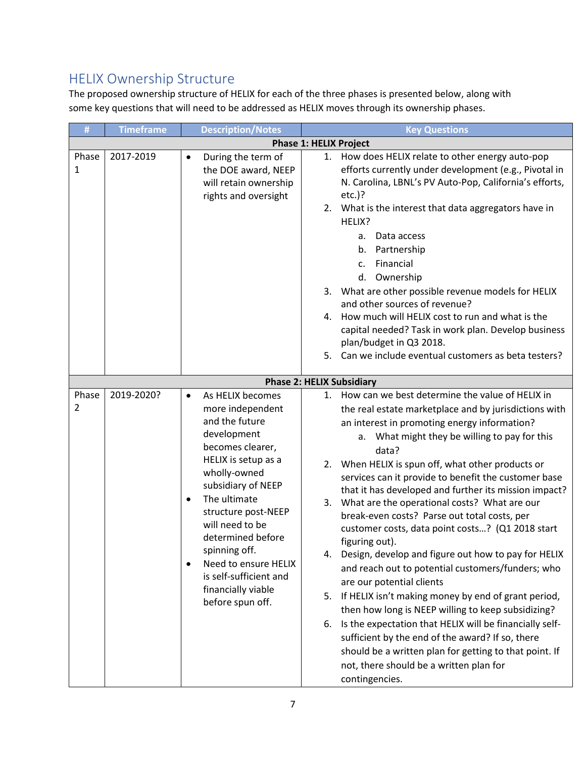## HELIX Ownership Structure

The proposed ownership structure of HELIX for each of the three phases is presented below, along with some key questions that will need to be addressed as HELIX moves through its ownership phases.

| # | Timeframe | Description/Notes | Key Questions |
|---|---|---|---|
| **Phase 1: HELIX Project** | | | |
| Phase 1 | 2017-2019 | • During the term of the DOE award, NEEP will retain ownership rights and oversight | 1. How does HELIX relate to other energy auto-pop efforts currently under development (e.g., Pivotal in N. Carolina, LBNL's PV Auto-Pop, California's efforts, etc.)?<br>2. What is the interest that data aggregators have in HELIX?<br>a. Data access<br>b. Partnership<br>c. Financial<br>d. Ownership<br>3. What are other possible revenue models for HELIX and other sources of revenue?<br>4. How much will HELIX cost to run and what is the capital needed? Task in work plan. Develop business plan/budget in Q3 2018.<br>5. Can we include eventual customers as beta testers? |
| **Phase 2: HELIX Subsidiary** | | | |
| Phase 2 | 2019-2020? | • As HELIX becomes more independent and the future development becomes clearer, HELIX is setup as a wholly-owned subsidiary of NEEP<br>• The ultimate structure post-NEEP will need to be determined before spinning off.<br>• Need to ensure HELIX is self-sufficient and financially viable before spun off. | 1. How can we best determine the value of HELIX in the real estate marketplace and by jurisdictions with an interest in promoting energy information?<br>a. What might they be willing to pay for this data?<br>2. When HELIX is spun off, what other products or services can it provide to benefit the customer base that it has developed and further its mission impact?<br>3. What are the operational costs? What are our break-even costs? Parse out total costs, per customer costs, data point costs…? (Q1 2018 start figuring out).<br>4. Design, develop and figure out how to pay for HELIX and reach out to potential customers/funders; who are our potential clients<br>5. If HELIX isn't making money by end of grant period, then how long is NEEP willing to keep subsidizing?<br>6. Is the expectation that HELIX will be financially self-sufficient by the end of the award? If so, there should be a written plan for getting to that point. If not, there should be a written plan for contingencies. |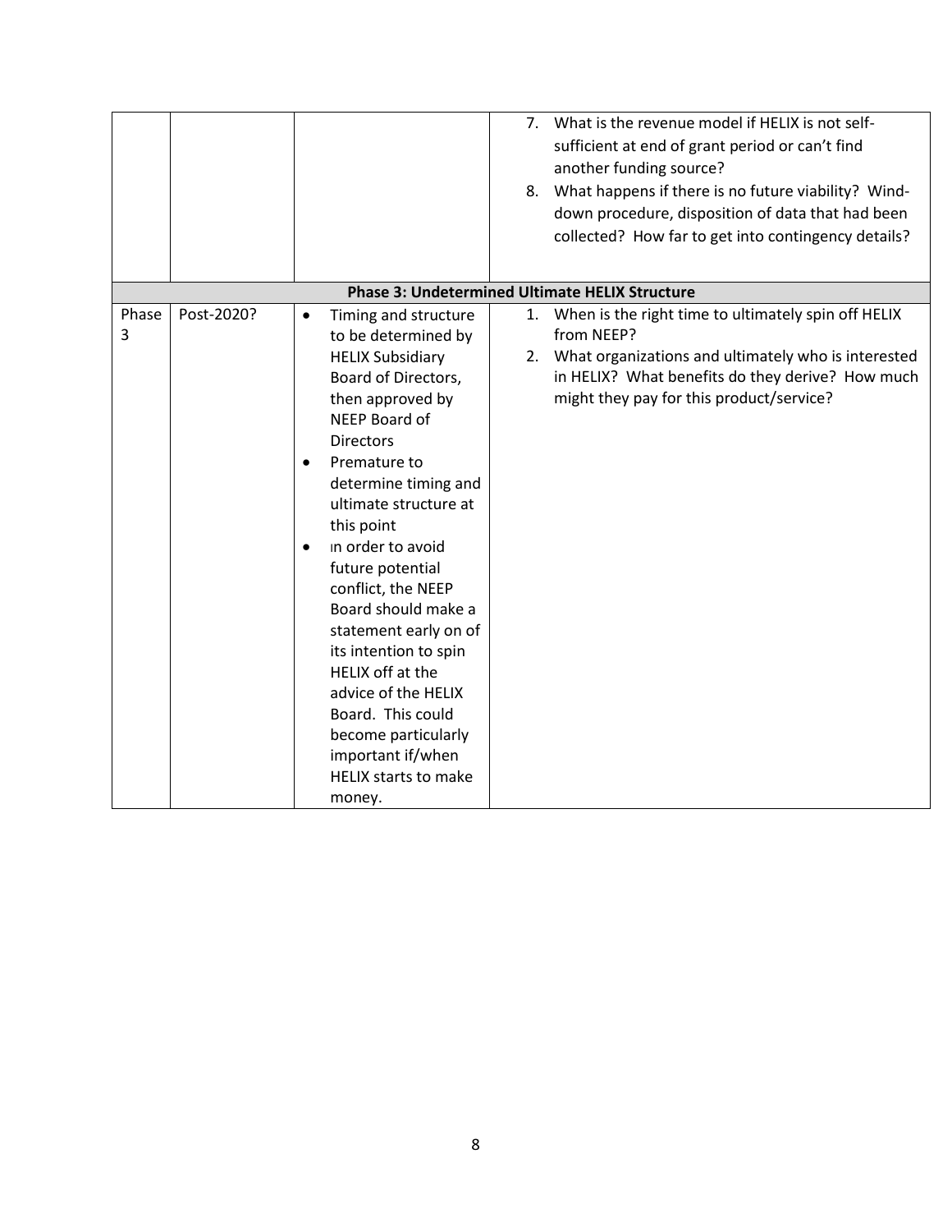| | | | |
|---|---|---|---|
| | | | 7. What is the revenue model if HELIX is not self-sufficient at end of grant period or can't find another funding source?<br>8. What happens if there is no future viability? Wind-down procedure, disposition of data that had been collected? How far to get into contingency details? |
| **Phase 3: Undetermined Ultimate HELIX Structure** | | | |
| Phase 3 | Post-2020? | • Timing and structure to be determined by HELIX Subsidiary Board of Directors, then approved by NEEP Board of Directors<br>• Premature to determine timing and ultimate structure at this point<br>• In order to avoid future potential conflict, the NEEP Board should make a statement early on of its intention to spin HELIX off at the advice of the HELIX Board. This could become particularly important if/when HELIX starts to make money. | 1. When is the right time to ultimately spin off HELIX from NEEP?<br>2. What organizations and ultimately who is interested in HELIX? What benefits do they derive? How much might they pay for this product/service? |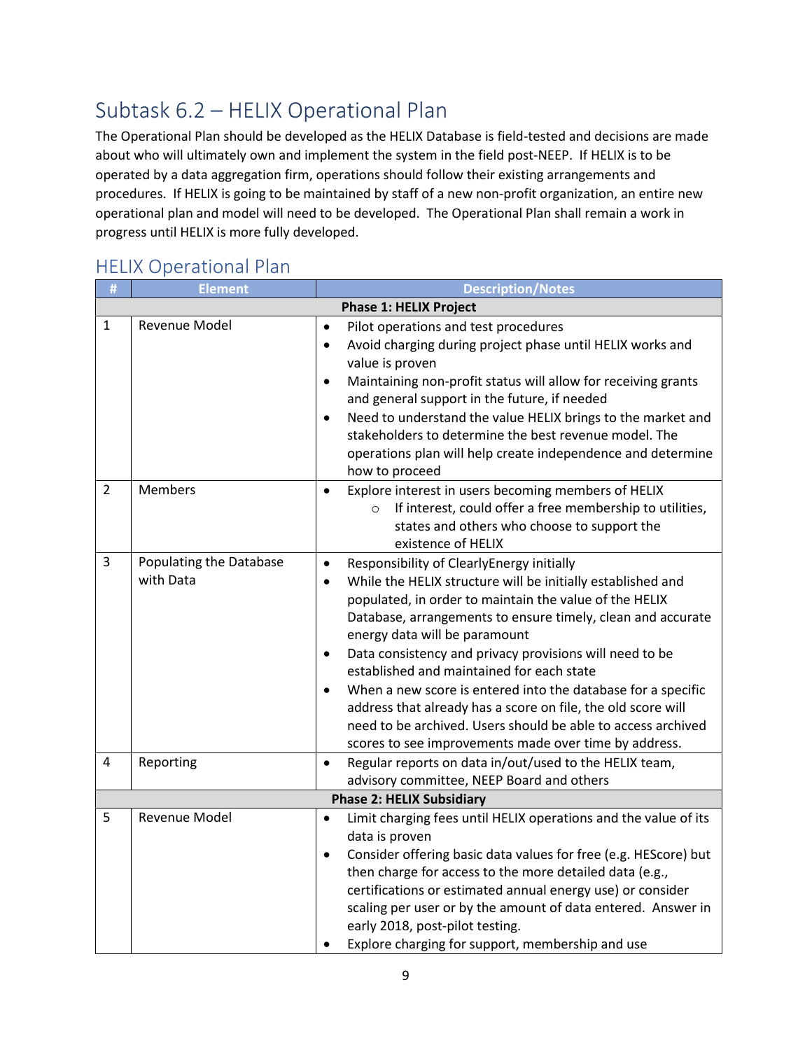## Subtask 6.2 – HELIX Operational Plan

The Operational Plan should be developed as the HELIX Database is field-tested and decisions are made about who will ultimately own and implement the system in the field post-NEEP. If HELIX is to be operated by a data aggregation firm, operations should follow their existing arrangements and procedures. If HELIX is going to be maintained by staff of a new non-profit organization, an entire new operational plan and model will need to be developed. The Operational Plan shall remain a work in progress until HELIX is more fully developed.

### HELIX Operational Plan

| # | Element | Description/Notes |
|---|---|---|
| | | **Phase 1: HELIX Project** |
| 1 | Revenue Model | • Pilot operations and test procedures<br>• Avoid charging during project phase until HELIX works and value is proven<br>• Maintaining non-profit status will allow for receiving grants and general support in the future, if needed<br>• Need to understand the value HELIX brings to the market and stakeholders to determine the best revenue model. The operations plan will help create independence and determine how to proceed |
| 2 | Members | • Explore interest in users becoming members of HELIX<br>  ○ If interest, could offer a free membership to utilities, states and others who choose to support the existence of HELIX |
| 3 | Populating the Database with Data | • Responsibility of ClearlyEnergy initially<br>• While the HELIX structure will be initially established and populated, in order to maintain the value of the HELIX Database, arrangements to ensure timely, clean and accurate energy data will be paramount<br>• Data consistency and privacy provisions will need to be established and maintained for each state<br>• When a new score is entered into the database for a specific address that already has a score on file, the old score will need to be archived. Users should be able to access archived scores to see improvements made over time by address. |
| 4 | Reporting | • Regular reports on data in/out/used to the HELIX team, advisory committee, NEEP Board and others |
| | | **Phase 2: HELIX Subsidiary** |
| 5 | Revenue Model | • Limit charging fees until HELIX operations and the value of its data is proven<br>• Consider offering basic data values for free (e.g. HEScore) but then charge for access to the more detailed data (e.g., certifications or estimated annual energy use) or consider scaling per user or by the amount of data entered. Answer in early 2018, post-pilot testing.<br>• Explore charging for support, membership and use |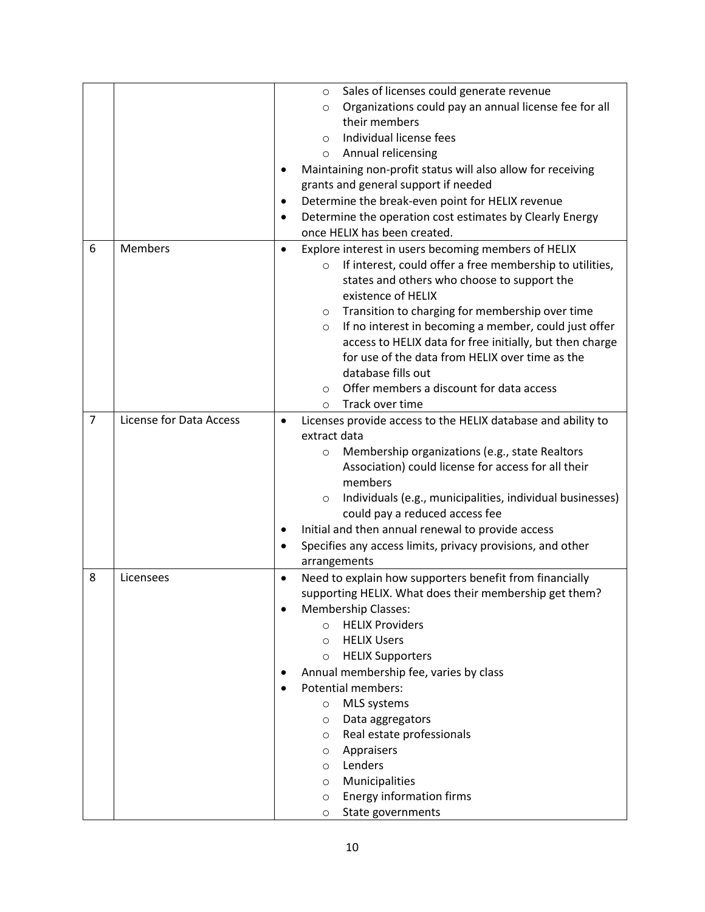| | | |
|---|---|---|
| | | ◦ Sales of licenses could generate revenue<br>◦ Organizations could pay an annual license fee for all their members<br>◦ Individual license fees<br>◦ Annual relicensing<br>• Maintaining non-profit status will also allow for receiving grants and general support if needed<br>• Determine the break-even point for HELIX revenue<br>• Determine the operation cost estimates by Clearly Energy once HELIX has been created. |
| 6 | Members | • Explore interest in users becoming members of HELIX<br>◦ If interest, could offer a free membership to utilities, states and others who choose to support the existence of HELIX<br>◦ Transition to charging for membership over time<br>◦ If no interest in becoming a member, could just offer access to HELIX data for free initially, but then charge for use of the data from HELIX over time as the database fills out<br>◦ Offer members a discount for data access<br>◦ Track over time |
| 7 | License for Data Access | • Licenses provide access to the HELIX database and ability to extract data<br>◦ Membership organizations (e.g., state Realtors Association) could license for access for all their members<br>◦ Individuals (e.g., municipalities, individual businesses) could pay a reduced access fee<br>• Initial and then annual renewal to provide access<br>• Specifies any access limits, privacy provisions, and other arrangements |
| 8 | Licensees | • Need to explain how supporters benefit from financially supporting HELIX. What does their membership get them?<br>• Membership Classes:<br>◦ HELIX Providers<br>◦ HELIX Users<br>◦ HELIX Supporters<br>• Annual membership fee, varies by class<br>• Potential members:<br>◦ MLS systems<br>◦ Data aggregators<br>◦ Real estate professionals<br>◦ Appraisers<br>◦ Lenders<br>◦ Municipalities<br>◦ Energy information firms<br>◦ State governments |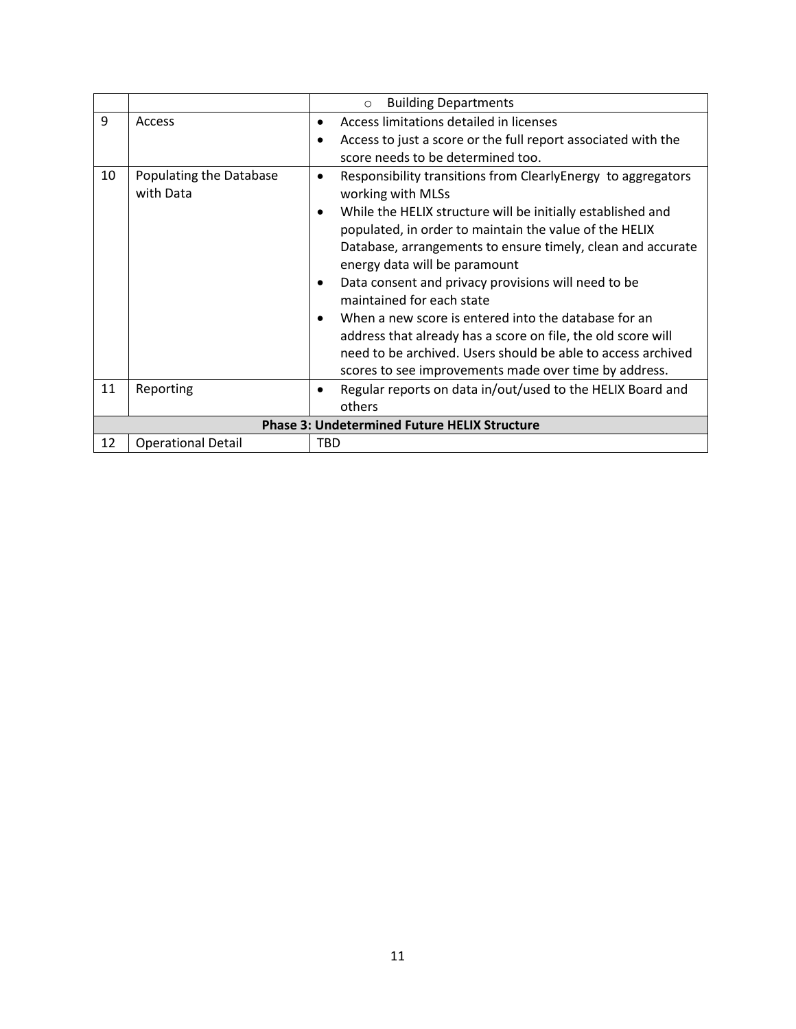| | | |
|---|---|---|
| | | ○ Building Departments |
| 9 | Access | • Access limitations detailed in licenses<br>• Access to just a score or the full report associated with the score needs to be determined too. |
| 10 | Populating the Database with Data | • Responsibility transitions from ClearlyEnergy to aggregators working with MLSs<br>• While the HELIX structure will be initially established and populated, in order to maintain the value of the HELIX Database, arrangements to ensure timely, clean and accurate energy data will be paramount<br>• Data consent and privacy provisions will need to be maintained for each state<br>• When a new score is entered into the database for an address that already has a score on file, the old score will need to be archived. Users should be able to access archived scores to see improvements made over time by address. |
| 11 | Reporting | • Regular reports on data in/out/used to the HELIX Board and others |
| **Phase 3: Undetermined Future HELIX Structure** | | |
| 12 | Operational Detail | TBD |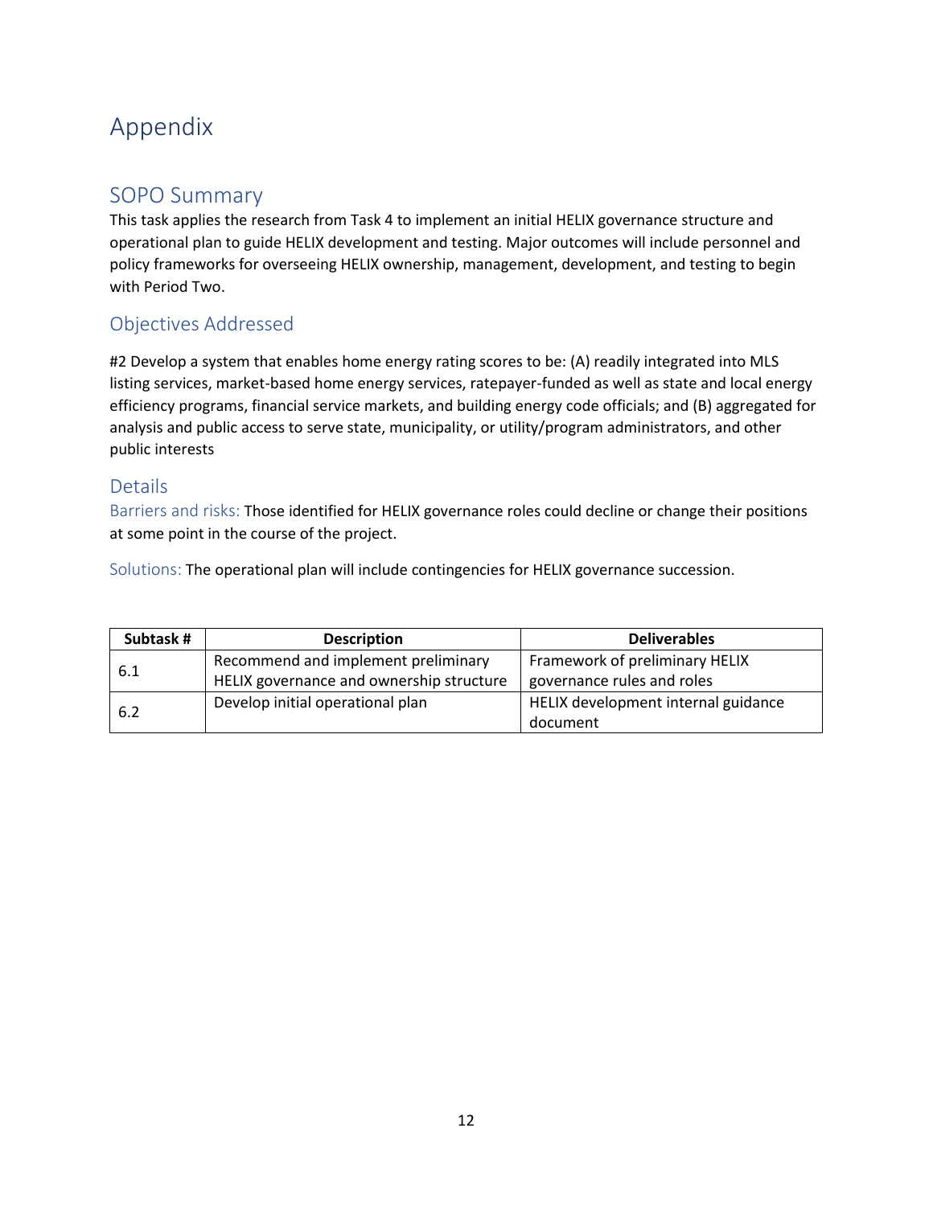# Appendix

## SOPO Summary

This task applies the research from Task 4 to implement an initial HELIX governance structure and operational plan to guide HELIX development and testing. Major outcomes will include personnel and policy frameworks for overseeing HELIX ownership, management, development, and testing to begin with Period Two.

## Objectives Addressed

#2 Develop a system that enables home energy rating scores to be: (A) readily integrated into MLS listing services, market-based home energy services, ratepayer-funded as well as state and local energy efficiency programs, financial service markets, and building energy code officials; and (B) aggregated for analysis and public access to serve state, municipality, or utility/program administrators, and other public interests

## Details

Barriers and risks: Those identified for HELIX governance roles could decline or change their positions at some point in the course of the project.

Solutions: The operational plan will include contingencies for HELIX governance succession.

| Subtask # | Description | Deliverables |
|---|---|---|
| 6.1 | Recommend and implement preliminary HELIX governance and ownership structure | Framework of preliminary HELIX governance rules and roles |
| 6.2 | Develop initial operational plan | HELIX development internal guidance document |